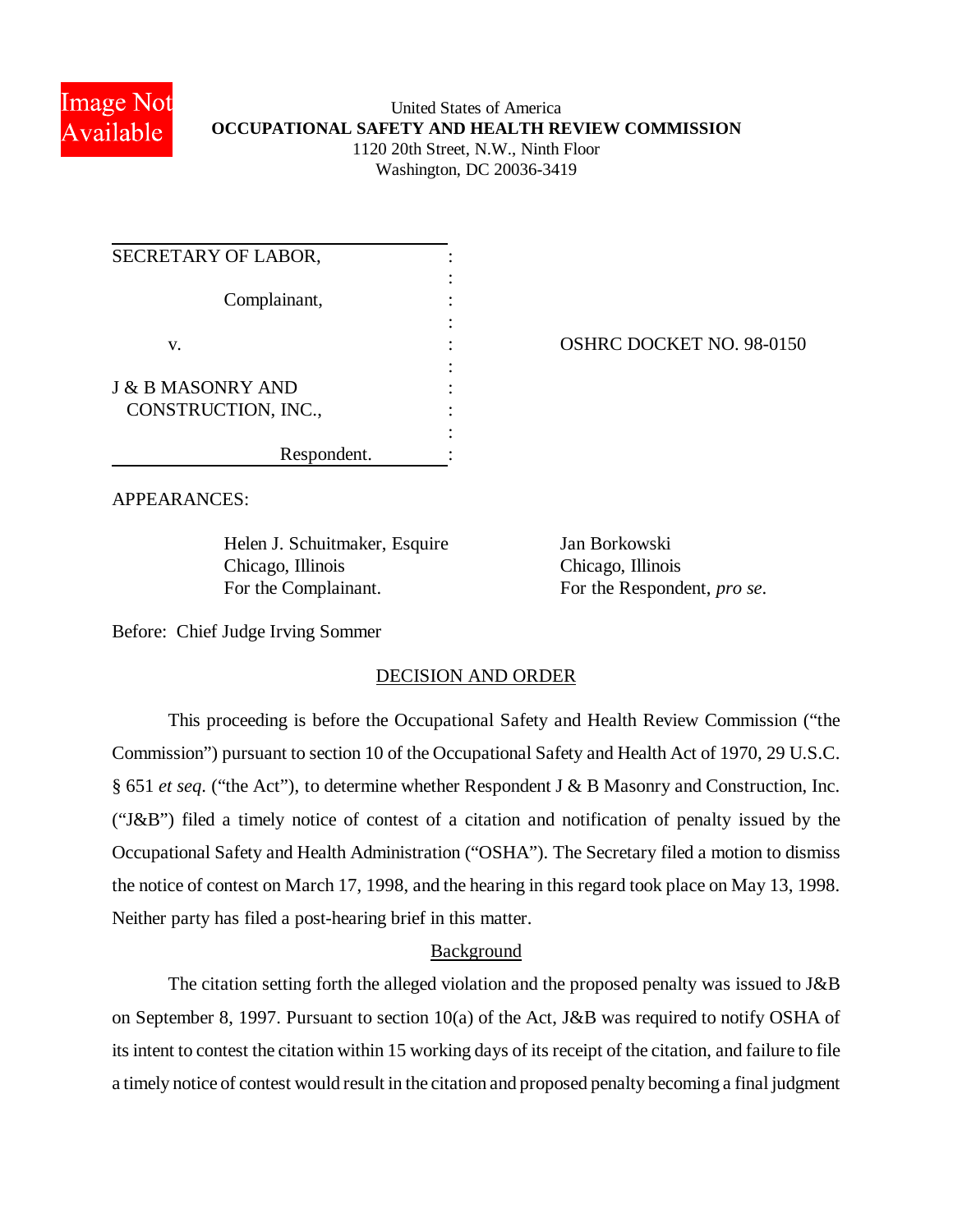United States of America
**OCCUPATIONAL SAFETY AND HEALTH REVIEW COMMISSION**
1120 20th Street, N.W., Ninth Floor
Washington, DC 20036-3419

SECRETARY OF LABOR,

Complainant,

v.

J & B MASONRY AND CONSTRUCTION, INC.,

Respondent.

OSHRC DOCKET NO. 98-0150

APPEARANCES:

Helen J. Schuitmaker, Esquire
Chicago, Illinois
For the Complainant.

Jan Borkowski
Chicago, Illinois
For the Respondent, *pro se*.

Before: Chief Judge Irving Sommer

## DECISION AND ORDER

This proceeding is before the Occupational Safety and Health Review Commission ("the Commission") pursuant to section 10 of the Occupational Safety and Health Act of 1970, 29 U.S.C. § 651 *et seq*. ("the Act"), to determine whether Respondent J & B Masonry and Construction, Inc. ("J&B") filed a timely notice of contest of a citation and notification of penalty issued by the Occupational Safety and Health Administration ("OSHA"). The Secretary filed a motion to dismiss the notice of contest on March 17, 1998, and the hearing in this regard took place on May 13, 1998. Neither party has filed a post-hearing brief in this matter.

### Background

The citation setting forth the alleged violation and the proposed penalty was issued to J&B on September 8, 1997. Pursuant to section 10(a) of the Act, J&B was required to notify OSHA of its intent to contest the citation within 15 working days of its receipt of the citation, and failure to file a timely notice of contest would result in the citation and proposed penalty becoming a final judgment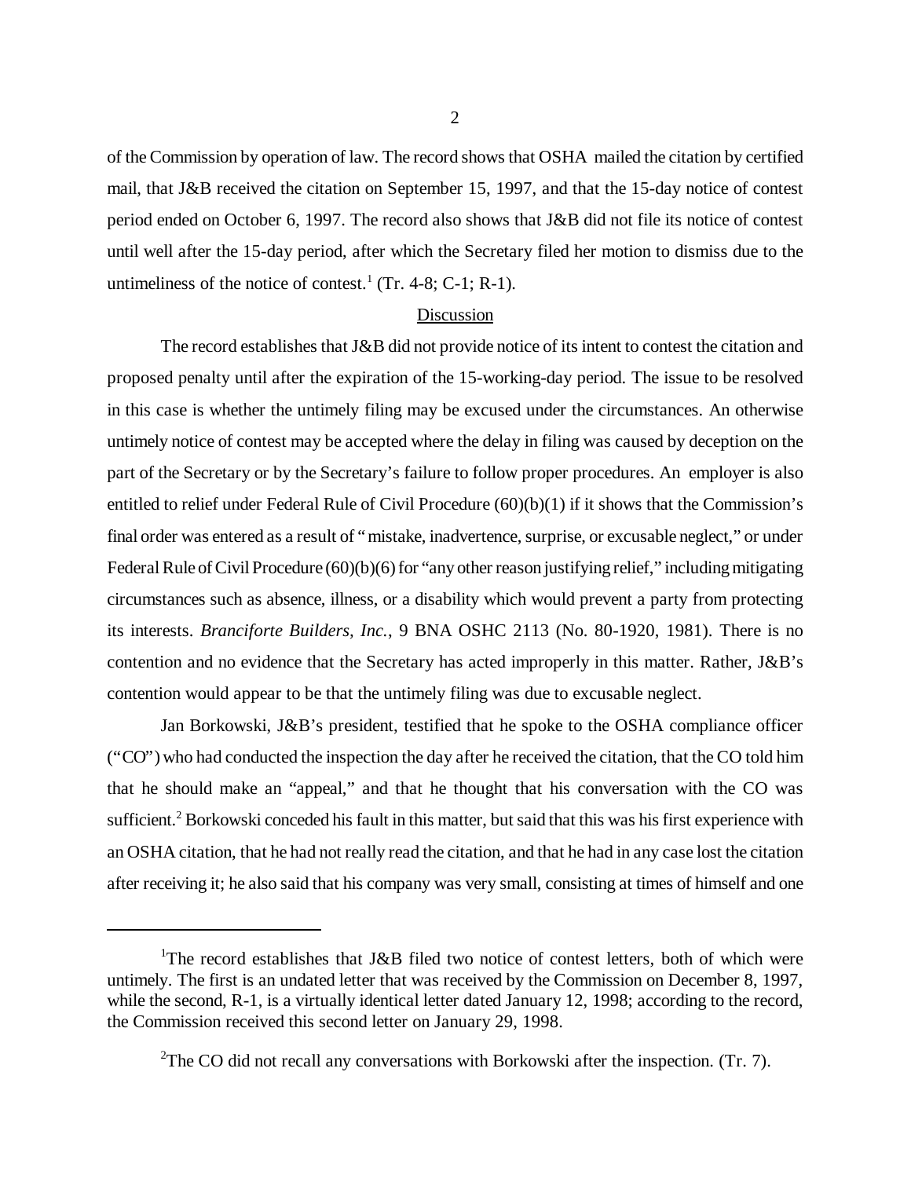of the Commission by operation of law. The record shows that OSHA mailed the citation by certified mail, that J&B received the citation on September 15, 1997, and that the 15-day notice of contest period ended on October 6, 1997. The record also shows that J&B did not file its notice of contest until well after the 15-day period, after which the Secretary filed her motion to dismiss due to the untimeliness of the notice of contest.[1] (Tr. 4-8; C-1; R-1).

## Discussion

The record establishes that J&B did not provide notice of its intent to contest the citation and proposed penalty until after the expiration of the 15-working-day period. The issue to be resolved in this case is whether the untimely filing may be excused under the circumstances. An otherwise untimely notice of contest may be accepted where the delay in filing was caused by deception on the part of the Secretary or by the Secretary's failure to follow proper procedures. An employer is also entitled to relief under Federal Rule of Civil Procedure (60)(b)(1) if it shows that the Commission's final order was entered as a result of "mistake, inadvertence, surprise, or excusable neglect," or under Federal Rule of Civil Procedure (60)(b)(6) for "any other reason justifying relief," including mitigating circumstances such as absence, illness, or a disability which would prevent a party from protecting its interests. *Branciforte Builders, Inc.*, 9 BNA OSHC 2113 (No. 80-1920, 1981). There is no contention and no evidence that the Secretary has acted improperly in this matter. Rather, J&B's contention would appear to be that the untimely filing was due to excusable neglect.

Jan Borkowski, J&B's president, testified that he spoke to the OSHA compliance officer ("CO") who had conducted the inspection the day after he received the citation, that the CO told him that he should make an "appeal," and that he thought that his conversation with the CO was sufficient.[2] Borkowski conceded his fault in this matter, but said that this was his first experience with an OSHA citation, that he had not really read the citation, and that he had in any case lost the citation after receiving it; he also said that his company was very small, consisting at times of himself and one

---

[1]The record establishes that J&B filed two notice of contest letters, both of which were untimely. The first is an undated letter that was received by the Commission on December 8, 1997, while the second, R-1, is a virtually identical letter dated January 12, 1998; according to the record, the Commission received this second letter on January 29, 1998.

[2]The CO did not recall any conversations with Borkowski after the inspection. (Tr. 7).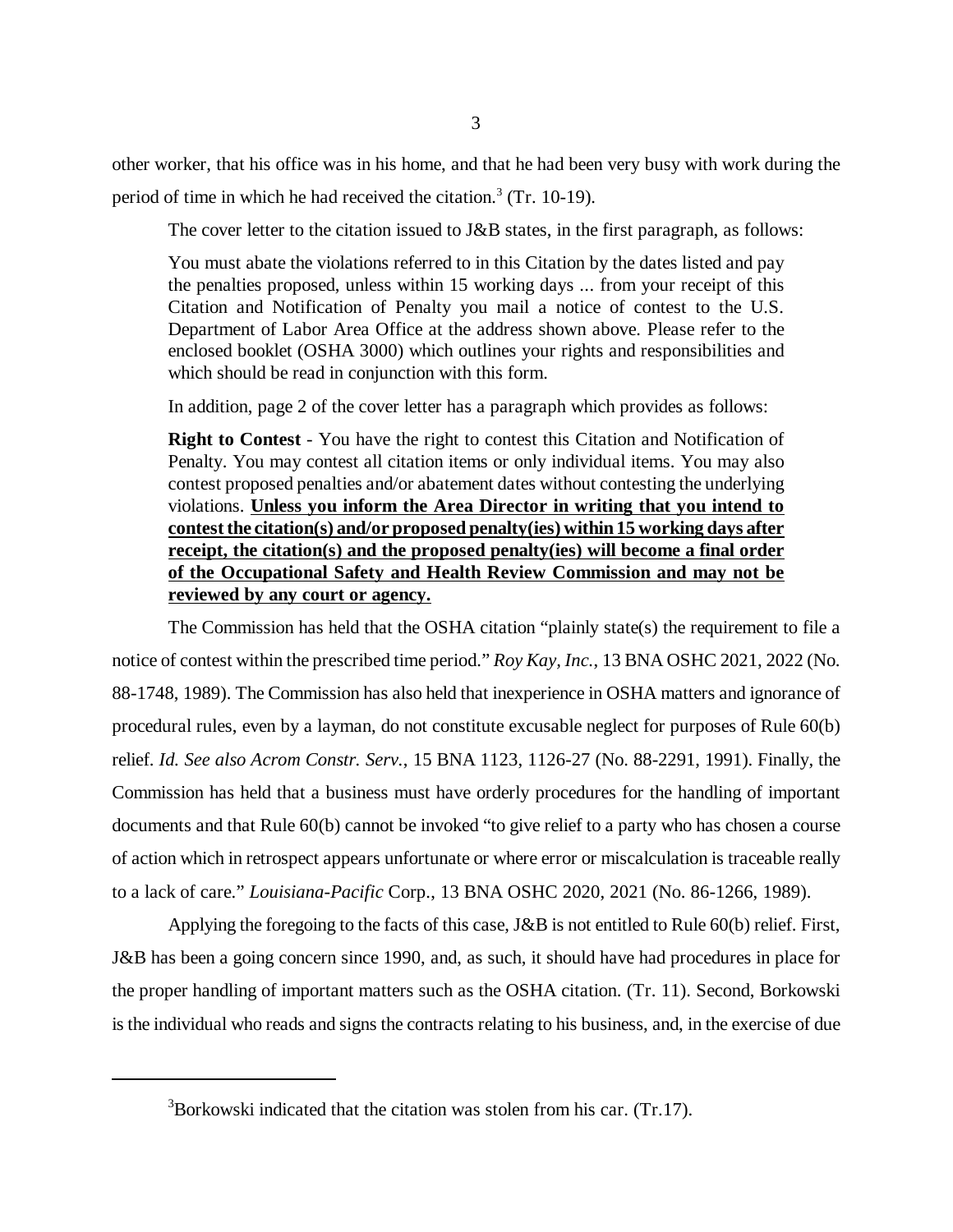other worker, that his office was in his home, and that he had been very busy with work during the period of time in which he had received the citation.[3] (Tr. 10-19).

The cover letter to the citation issued to J&B states, in the first paragraph, as follows:

> You must abate the violations referred to in this Citation by the dates listed and pay the penalties proposed, unless within 15 working days ... from your receipt of this Citation and Notification of Penalty you mail a notice of contest to the U.S. Department of Labor Area Office at the address shown above. Please refer to the enclosed booklet (OSHA 3000) which outlines your rights and responsibilities and which should be read in conjunction with this form.

In addition, page 2 of the cover letter has a paragraph which provides as follows:

> **Right to Contest** - You have the right to contest this Citation and Notification of Penalty. You may contest all citation items or only individual items. You may also contest proposed penalties and/or abatement dates without contesting the underlying violations. **Unless you inform the Area Director in writing that you intend to contest the citation(s) and/or proposed penalty(ies) within 15 working days after receipt, the citation(s) and the proposed penalty(ies) will become a final order of the Occupational Safety and Health Review Commission and may not be reviewed by any court or agency.**

The Commission has held that the OSHA citation "plainly state(s) the requirement to file a notice of contest within the prescribed time period." *Roy Kay, Inc.*, 13 BNA OSHC 2021, 2022 (No. 88-1748, 1989). The Commission has also held that inexperience in OSHA matters and ignorance of procedural rules, even by a layman, do not constitute excusable neglect for purposes of Rule 60(b) relief. *Id. See also Acrom Constr. Serv.*, 15 BNA 1123, 1126-27 (No. 88-2291, 1991). Finally, the Commission has held that a business must have orderly procedures for the handling of important documents and that Rule 60(b) cannot be invoked "to give relief to a party who has chosen a course of action which in retrospect appears unfortunate or where error or miscalculation is traceable really to a lack of care." *Louisiana-Pacific* Corp., 13 BNA OSHC 2020, 2021 (No. 86-1266, 1989).

Applying the foregoing to the facts of this case, J&B is not entitled to Rule 60(b) relief. First, J&B has been a going concern since 1990, and, as such, it should have had procedures in place for the proper handling of important matters such as the OSHA citation. (Tr. 11). Second, Borkowski is the individual who reads and signs the contracts relating to his business, and, in the exercise of due

---

[3] Borkowski indicated that the citation was stolen from his car. (Tr.17).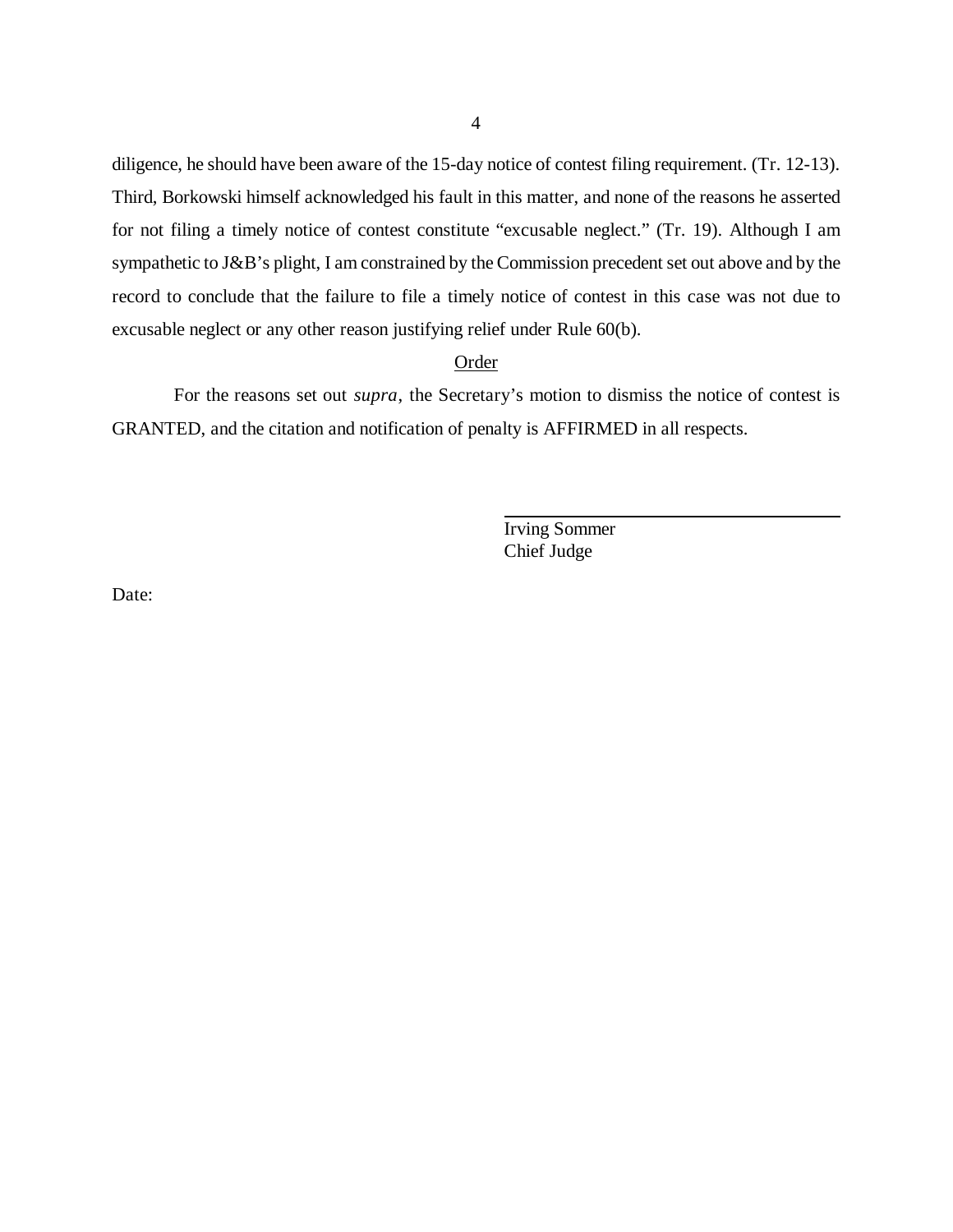diligence, he should have been aware of the 15-day notice of contest filing requirement. (Tr. 12-13). Third, Borkowski himself acknowledged his fault in this matter, and none of the reasons he asserted for not filing a timely notice of contest constitute "excusable neglect." (Tr. 19). Although I am sympathetic to J&B's plight, I am constrained by the Commission precedent set out above and by the record to conclude that the failure to file a timely notice of contest in this case was not due to excusable neglect or any other reason justifying relief under Rule 60(b).

## Order

For the reasons set out *supra*, the Secretary's motion to dismiss the notice of contest is GRANTED, and the citation and notification of penalty is AFFIRMED in all respects.

Irving Sommer
Chief Judge

Date: